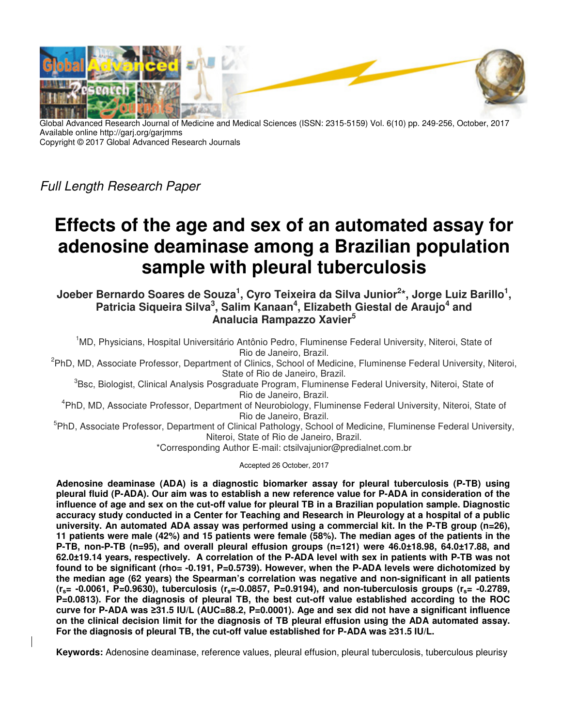Global Advanced Research Journal of Medicine and Medical Sciences (ISSN: 2315-5159) Vol. 6(10) pp. 249-256, October, 2017
Available online http://garj.org/garjmms
Copyright © 2017 Global Advanced Research Journals

*Full Length Research Paper*

# Effects of the age and sex of an automated assay for adenosine deaminase among a Brazilian population sample with pleural tuberculosis

**Joeber Bernardo Soares de Souza[1], Cyro Teixeira da Silva Junior[2]*, Jorge Luiz Barillo[1], Patricia Siqueira Silva[3], Salim Kanaan[4], Elizabeth Giestal de Araujo[4] and Analucia Rampazzo Xavier[5]**

[1]MD, Physicians, Hospital Universitário Antônio Pedro, Fluminense Federal University, Niteroi, State of Rio de Janeiro, Brazil.

[2]PhD, MD, Associate Professor, Department of Clinics, School of Medicine, Fluminense Federal University, Niteroi, State of Rio de Janeiro, Brazil.

[3]Bsc, Biologist, Clinical Analysis Posgraduate Program, Fluminense Federal University, Niteroi, State of Rio de Janeiro, Brazil.

[4]PhD, MD, Associate Professor, Department of Neurobiology, Fluminense Federal University, Niteroi, State of Rio de Janeiro, Brazil.

[5]PhD, Associate Professor, Department of Clinical Pathology, School of Medicine, Fluminense Federal University, Niteroi, State of Rio de Janeiro, Brazil.

*Corresponding Author E-mail: ctsilvajunior@predialnet.com.br

Accepted 26 October, 2017

**Adenosine deaminase (ADA) is a diagnostic biomarker assay for pleural tuberculosis (P-TB) using pleural fluid (P-ADA). Our aim was to establish a new reference value for P-ADA in consideration of the influence of age and sex on the cut-off value for pleural TB in a Brazilian population sample. Diagnostic accuracy study conducted in a Center for Teaching and Research in Pleurology at a hospital of a public university. An automated ADA assay was performed using a commercial kit. In the P-TB group (n=26), 11 patients were male (42%) and 15 patients were female (58%). The median ages of the patients in the P-TB, non-P-TB (n=95), and overall pleural effusion groups (n=121) were 46.0±18.98, 64.0±17.88, and 62.0±19.14 years, respectively. A correlation of the P-ADA level with sex in patients with P-TB was not found to be significant (rho= -0.191, P=0.5739). However, when the P-ADA levels were dichotomized by the median age (62 years) the Spearman's correlation was negative and non-significant in all patients ($r_s$= -0.0061, P=0.9630), tuberculosis ($r_s$=-0.0857, P=0.9194), and non-tuberculosis groups ($r_s$= -0.2789, P=0.0813). For the diagnosis of pleural TB, the best cut-off value established according to the ROC curve for P-ADA was ≥31.5 IU/L (AUC=88.2, P=0.0001). Age and sex did not have a significant influence on the clinical decision limit for the diagnosis of TB pleural effusion using the ADA automated assay. For the diagnosis of pleural TB, the cut-off value established for P-ADA was ≥31.5 IU/L.**

**Keywords:** Adenosine deaminase, reference values, pleural effusion, pleural tuberculosis, tuberculous pleurisy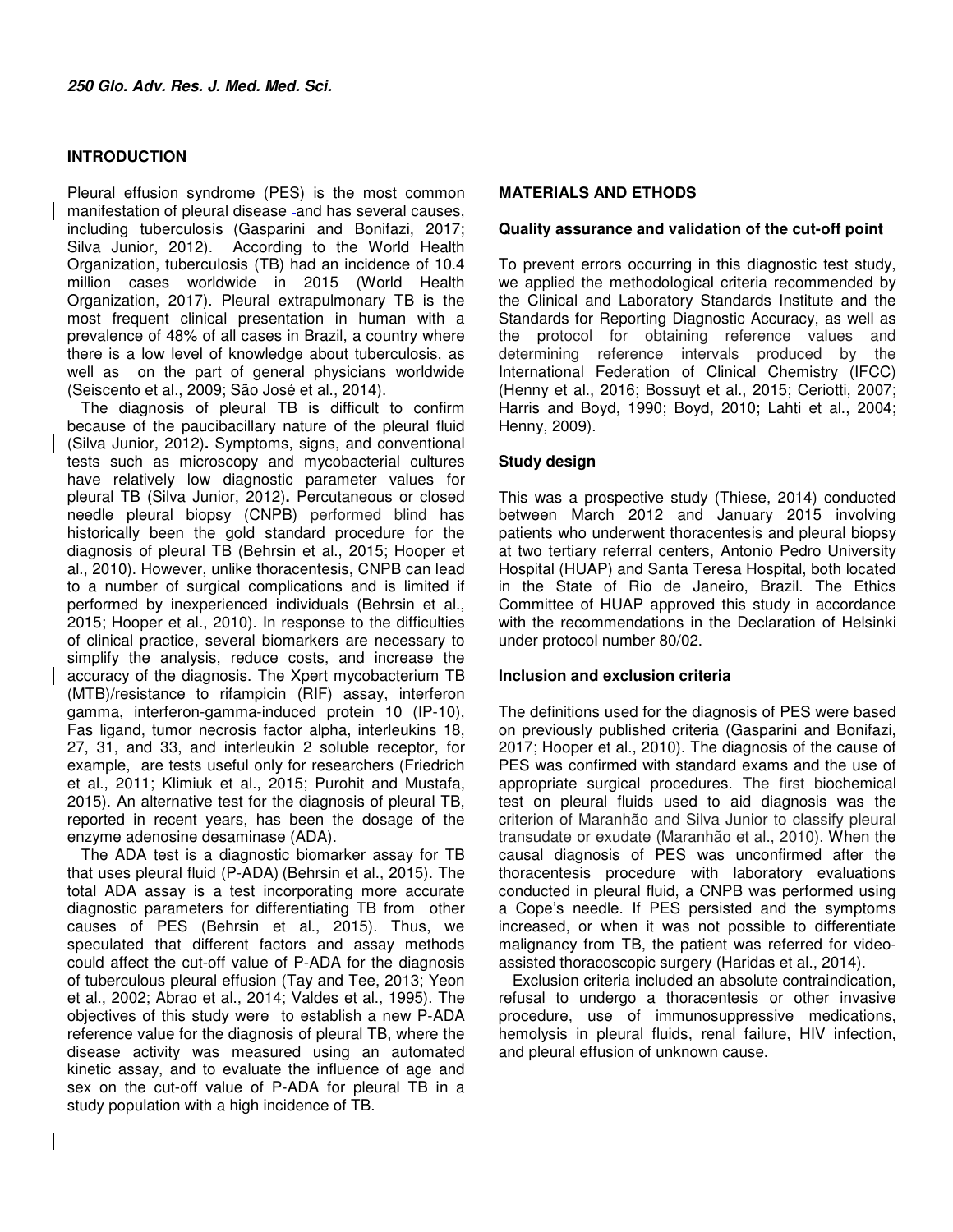## INTRODUCTION

Pleural effusion syndrome (PES) is the most common manifestation of pleural disease and has several causes, including tuberculosis (Gasparini and Bonifazi, 2017; Silva Junior, 2012). According to the World Health Organization, tuberculosis (TB) had an incidence of 10.4 million cases worldwide in 2015 (World Health Organization, 2017). Pleural extrapulmonary TB is the most frequent clinical presentation in human with a prevalence of 48% of all cases in Brazil, a country where there is a low level of knowledge about tuberculosis, as well as on the part of general physicians worldwide (Seiscento et al., 2009; São José et al., 2014).

The diagnosis of pleural TB is difficult to confirm because of the paucibacillary nature of the pleural fluid (Silva Junior, 2012). Symptoms, signs, and conventional tests such as microscopy and mycobacterial cultures have relatively low diagnostic parameter values for pleural TB (Silva Junior, 2012). Percutaneous or closed needle pleural biopsy (CNPB) performed blind has historically been the gold standard procedure for the diagnosis of pleural TB (Behrsin et al., 2015; Hooper et al., 2010). However, unlike thoracentesis, CNPB can lead to a number of surgical complications and is limited if performed by inexperienced individuals (Behrsin et al., 2015; Hooper et al., 2010). In response to the difficulties of clinical practice, several biomarkers are necessary to simplify the analysis, reduce costs, and increase the accuracy of the diagnosis. The Xpert mycobacterium TB (MTB)/resistance to rifampicin (RIF) assay, interferon gamma, interferon-gamma-induced protein 10 (IP-10), Fas ligand, tumor necrosis factor alpha, interleukins 18, 27, 31, and 33, and interleukin 2 soluble receptor, for example, are tests useful only for researchers (Friedrich et al., 2011; Klimiuk et al., 2015; Purohit and Mustafa, 2015). An alternative test for the diagnosis of pleural TB, reported in recent years, has been the dosage of the enzyme adenosine desaminase (ADA).

The ADA test is a diagnostic biomarker assay for TB that uses pleural fluid (P-ADA) (Behrsin et al., 2015). The total ADA assay is a test incorporating more accurate diagnostic parameters for differentiating TB from other causes of PES (Behrsin et al., 2015). Thus, we speculated that different factors and assay methods could affect the cut-off value of P-ADA for the diagnosis of tuberculous pleural effusion (Tay and Tee, 2013; Yeon et al., 2002; Abrao et al., 2014; Valdes et al., 1995). The objectives of this study were to establish a new P-ADA reference value for the diagnosis of pleural TB, where the disease activity was measured using an automated kinetic assay, and to evaluate the influence of age and sex on the cut-off value of P-ADA for pleural TB in a study population with a high incidence of TB.

## MATERIALS AND ETHODS

### Quality assurance and validation of the cut-off point

To prevent errors occurring in this diagnostic test study, we applied the methodological criteria recommended by the Clinical and Laboratory Standards Institute and the Standards for Reporting Diagnostic Accuracy, as well as the protocol for obtaining reference values and determining reference intervals produced by the International Federation of Clinical Chemistry (IFCC) (Henny et al., 2016; Bossuyt et al., 2015; Ceriotti, 2007; Harris and Boyd, 1990; Boyd, 2010; Lahti et al., 2004; Henny, 2009).

### Study design

This was a prospective study (Thiese, 2014) conducted between March 2012 and January 2015 involving patients who underwent thoracentesis and pleural biopsy at two tertiary referral centers, Antonio Pedro University Hospital (HUAP) and Santa Teresa Hospital, both located in the State of Rio de Janeiro, Brazil. The Ethics Committee of HUAP approved this study in accordance with the recommendations in the Declaration of Helsinki under protocol number 80/02.

### Inclusion and exclusion criteria

The definitions used for the diagnosis of PES were based on previously published criteria (Gasparini and Bonifazi, 2017; Hooper et al., 2010). The diagnosis of the cause of PES was confirmed with standard exams and the use of appropriate surgical procedures. The first biochemical test on pleural fluids used to aid diagnosis was the criterion of Maranhão and Silva Junior to classify pleural transudate or exudate (Maranhão et al., 2010). When the causal diagnosis of PES was unconfirmed after the thoracentesis procedure with laboratory evaluations conducted in pleural fluid, a CNPB was performed using a Cope's needle. If PES persisted and the symptoms increased, or when it was not possible to differentiate malignancy from TB, the patient was referred for video-assisted thoracoscopic surgery (Haridas et al., 2014).

Exclusion criteria included an absolute contraindication, refusal to undergo a thoracentesis or other invasive procedure, use of immunosuppressive medications, hemolysis in pleural fluids, renal failure, HIV infection, and pleural effusion of unknown cause.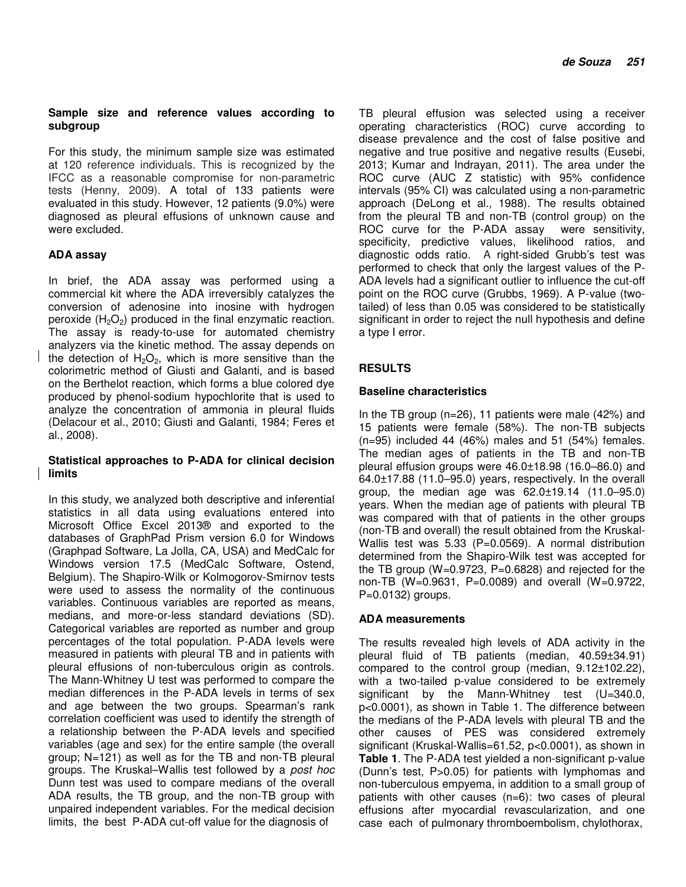**Sample size and reference values according to subgroup**

For this study, the minimum sample size was estimated at 120 reference individuals. This is recognized by the IFCC as a reasonable compromise for non-parametric tests (Henny, 2009). A total of 133 patients were evaluated in this study. However, 12 patients (9.0%) were diagnosed as pleural effusions of unknown cause and were excluded.

**ADA assay**

In brief, the ADA assay was performed using a commercial kit where the ADA irreversibly catalyzes the conversion of adenosine into inosine with hydrogen peroxide ($H_2O_2$) produced in the final enzymatic reaction. The assay is ready-to-use for automated chemistry analyzers via the kinetic method. The assay depends on the detection of $H_2O_2$, which is more sensitive than the colorimetric method of Giusti and Galanti, and is based on the Berthelot reaction, which forms a blue colored dye produced by phenol-sodium hypochlorite that is used to analyze the concentration of ammonia in pleural fluids (Delacour et al., 2010; Giusti and Galanti, 1984; Feres et al., 2008).

**Statistical approaches to P-ADA for clinical decision limits**

In this study, we analyzed both descriptive and inferential statistics in all data using evaluations entered into Microsoft Office Excel 2013® and exported to the databases of GraphPad Prism version 6.0 for Windows (Graphpad Software, La Jolla, CA, USA) and MedCalc for Windows version 17.5 (MedCalc Software, Ostend, Belgium). The Shapiro-Wilk or Kolmogorov-Smirnov tests were used to assess the normality of the continuous variables. Continuous variables are reported as means, medians, and more-or-less standard deviations (SD). Categorical variables are reported as number and group percentages of the total population. P-ADA levels were measured in patients with pleural TB and in patients with pleural effusions of non-tuberculous origin as controls. The Mann-Whitney U test was performed to compare the median differences in the P-ADA levels in terms of sex and age between the two groups. Spearman's rank correlation coefficient was used to identify the strength of a relationship between the P-ADA levels and specified variables (age and sex) for the entire sample (the overall group; N=121) as well as for the TB and non-TB pleural groups. The Kruskal–Wallis test followed by a *post hoc* Dunn test was used to compare medians of the overall ADA results, the TB group, and the non-TB group with unpaired independent variables. For the medical decision limits, the best P-ADA cut-off value for the diagnosis of TB pleural effusion was selected using a receiver operating characteristics (ROC) curve according to disease prevalence and the cost of false positive and negative and true positive and negative results (Eusebi, 2013; Kumar and Indrayan, 2011). The area under the ROC curve (AUC Z statistic) with 95% confidence intervals (95% CI) was calculated using a non-parametric approach (DeLong et al., 1988). The results obtained from the pleural TB and non-TB (control group) on the ROC curve for the P-ADA assay were sensitivity, specificity, predictive values, likelihood ratios, and diagnostic odds ratio. A right-sided Grubb's test was performed to check that only the largest values of the P-ADA levels had a significant outlier to influence the cut-off point on the ROC curve (Grubbs, 1969). A P-value (two-tailed) of less than 0.05 was considered to be statistically significant in order to reject the null hypothesis and define a type I error.

## RESULTS

**Baseline characteristics**

In the TB group (n=26), 11 patients were male (42%) and 15 patients were female (58%). The non-TB subjects (n=95) included 44 (46%) males and 51 (54%) females. The median ages of patients in the TB and non-TB pleural effusion groups were 46.0±18.98 (16.0–86.0) and 64.0±17.88 (11.0–95.0) years, respectively. In the overall group, the median age was 62.0±19.14 (11.0–95.0) years. When the median age of patients with pleural TB was compared with that of patients in the other groups (non-TB and overall) the result obtained from the Kruskal-Wallis test was 5.33 (P=0.0569). A normal distribution determined from the Shapiro-Wilk test was accepted for the TB group (W=0.9723, P=0.6828) and rejected for the non-TB (W=0.9631, P=0.0089) and overall (W=0.9722, P=0.0132) groups.

**ADA measurements**

The results revealed high levels of ADA activity in the pleural fluid of TB patients (median, 40.59±34.91) compared to the control group (median, 9.12±102.22), with a two-tailed p-value considered to be extremely significant by the Mann-Whitney test (U=340.0, p<0.0001), as shown in Table 1. The difference between the medians of the P-ADA levels with pleural TB and the other causes of PES was considered extremely significant (Kruskal-Wallis=61.52, p<0.0001), as shown in **Table 1**. The P-ADA test yielded a non-significant p-value (Dunn's test, P>0.05) for patients with lymphomas and non-tuberculous empyema, in addition to a small group of patients with other causes (n=6): two cases of pleural effusions after myocardial revascularization, and one case each of pulmonary thromboembolism, chylothorax,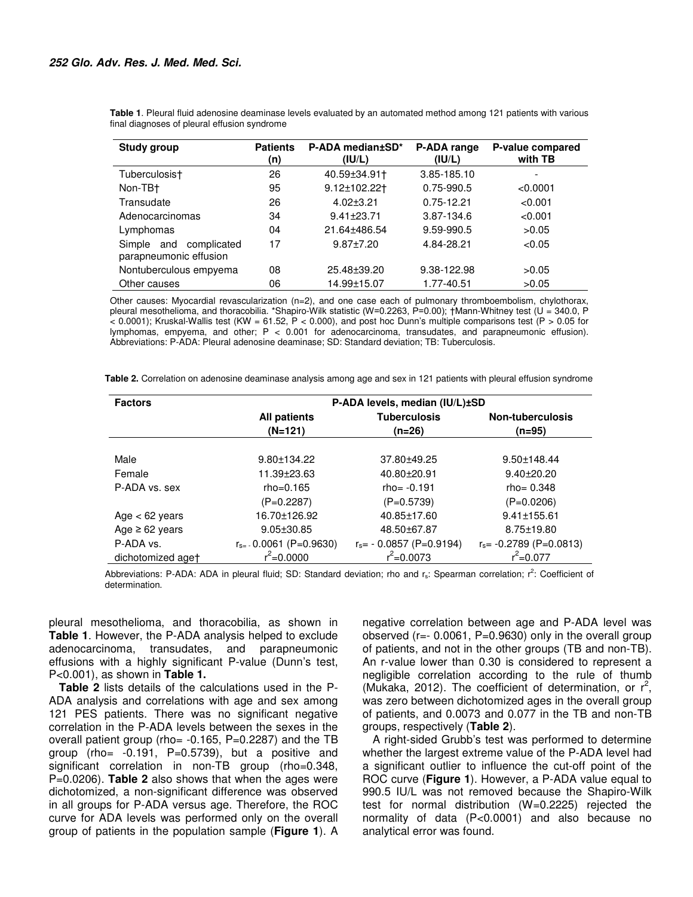**Table 1**. Pleural fluid adenosine deaminase levels evaluated by an automated method among 121 patients with various final diagnoses of pleural effusion syndrome

| Study group | Patients (n) | P-ADA median±SD* (IU/L) | P-ADA range (IU/L) | P-value compared with TB |
|---|---|---|---|---|
| Tuberculosis† | 26 | 40.59±34.91† | 3.85-185.10 | - |
| Non-TB† | 95 | 9.12±102.22† | 0.75-990.5 | <0.0001 |
| Transudate | 26 | 4.02±3.21 | 0.75-12.21 | <0.001 |
| Adenocarcinomas | 34 | 9.41±23.71 | 3.87-134.6 | <0.001 |
| Lymphomas | 04 | 21.64±486.54 | 9.59-990.5 | >0.05 |
| Simple and complicated parapneumonic effusion | 17 | 9.87±7.20 | 4.84-28.21 | <0.05 |
| Nontuberculous empyema | 08 | 25.48±39.20 | 9.38-122.98 | >0.05 |
| Other causes | 06 | 14.99±15.07 | 1.77-40.51 | >0.05 |

Other causes: Myocardial revascularization (n=2), and one case each of pulmonary thromboembolism, chylothorax, pleural mesothelioma, and thoracobilia. *Shapiro-Wilk statistic (W=0.2263, P=0.00); †Mann-Whitney test (U = 340.0, P < 0.0001); Kruskal-Wallis test (KW = 61.52, P < 0.000), and post hoc Dunn's multiple comparisons test (P > 0.05 for lymphomas, empyema, and other; P < 0.001 for adenocarcinoma, transudates, and parapneumonic effusion). Abbreviations: P-ADA: Pleural adenosine deaminase; SD: Standard deviation; TB: Tuberculosis.

**Table 2.** Correlation on adenosine deaminase analysis among age and sex in 121 patients with pleural effusion syndrome

| Factors | P-ADA levels, median (IU/L)±SD | | |
|---|---|---|---|
| | All patients (N=121) | Tuberculosis (n=26) | Non-tuberculosis (n=95) |
| Male | 9.80±134.22 | 37.80±49.25 | 9.50±148.44 |
| Female | 11.39±23.63 | 40.80±20.91 | 9.40±20.20 |
| P-ADA vs. sex | rho=0.165 (P=0.2287) | rho= -0.191 (P=0.5739) | rho= 0.348 (P=0.0206) |
| Age < 62 years | 16.70±126.92 | 40.85±17.60 | 9.41±155.61 |
| Age ≥ 62 years | 9.05±30.85 | 48.50±67.87 | 8.75±19.80 |
| P-ADA vs. dichotomized age† | $r_s$= - 0.0061 (P=0.9630) $r^2$=0.0000 | $r_s$= - 0.0857 (P=0.9194) $r^2$=0.0073 | $r_s$= -0.2789 (P=0.0813) $r^2$=0.077 |

Abbreviations: P-ADA: ADA in pleural fluid; SD: Standard deviation; rho and $r_s$: Spearman correlation; $r^2$: Coefficient of determination.

pleural mesothelioma, and thoracobilia, as shown in **Table 1**. However, the P-ADA analysis helped to exclude adenocarcinoma, transudates, and parapneumonic effusions with a highly significant P-value (Dunn's test, P<0.001), as shown in **Table 1.**

**Table 2** lists details of the calculations used in the P-ADA analysis and correlations with age and sex among 121 PES patients. There was no significant negative correlation in the P-ADA levels between the sexes in the overall patient group (rho= -0.165, P=0.2287) and the TB group (rho= -0.191, P=0.5739), but a positive and significant correlation in non-TB group (rho=0.348, P=0.0206). **Table 2** also shows that when the ages were dichotomized, a non-significant difference was observed in all groups for P-ADA versus age. Therefore, the ROC curve for ADA levels was performed only on the overall group of patients in the population sample (**Figure 1**). A negative correlation between age and P-ADA level was observed (r=- 0.0061, P=0.9630) only in the overall group of patients, and not in the other groups (TB and non-TB). An r-value lower than 0.30 is considered to represent a negligible correlation according to the rule of thumb (Mukaka, 2012). The coefficient of determination, or $r^2$, was zero between dichotomized ages in the overall group of patients, and 0.0073 and 0.077 in the TB and non-TB groups, respectively (**Table 2**).

A right-sided Grubb's test was performed to determine whether the largest extreme value of the P-ADA level had a significant outlier to influence the cut-off point of the ROC curve (**Figure 1**). However, a P-ADA value equal to 990.5 IU/L was not removed because the Shapiro-Wilk test for normal distribution (W=0.2225) rejected the normality of data (P<0.0001) and also because no analytical error was found.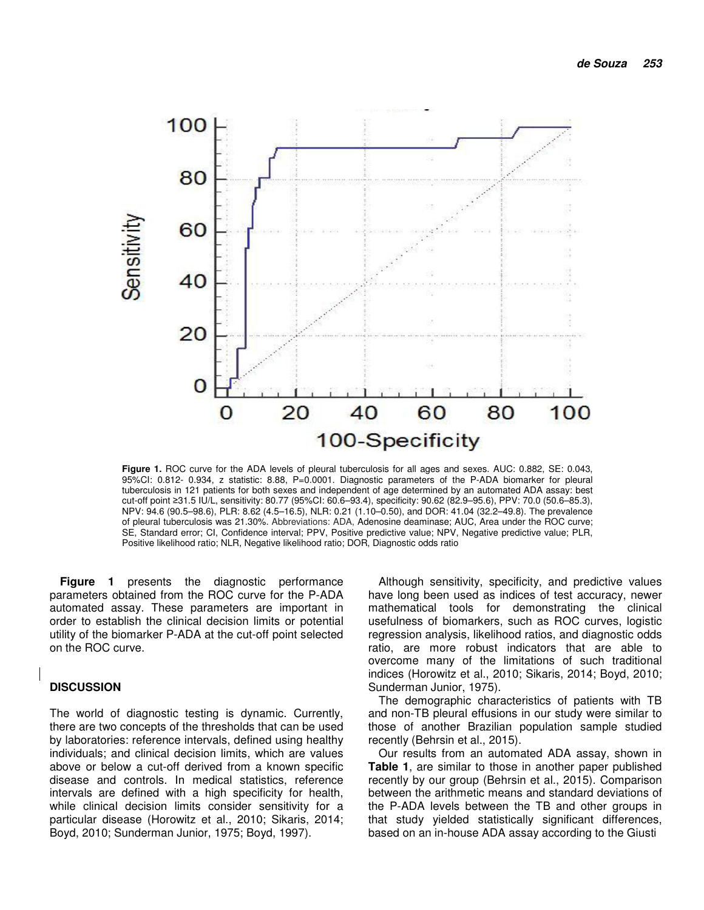**Figure 1.** ROC curve for the ADA levels of pleural tuberculosis for all ages and sexes. AUC: 0.882, SE: 0.043, 95%CI: 0.812- 0.934, z statistic: 8.88, P=0.0001. Diagnostic parameters of the P-ADA biomarker for pleural tuberculosis in 121 patients for both sexes and independent of age determined by an automated ADA assay: best cut-off point ≥31.5 IU/L, sensitivity: 80.77 (95%CI: 60.6–93.4), specificity: 90.62 (82.9–95.6), PPV: 70.0 (50.6–85.3), NPV: 94.6 (90.5–98.6), PLR: 8.62 (4.5–16.5), NLR: 0.21 (1.10–0.50), and DOR: 41.04 (32.2–49.8). The prevalence of pleural tuberculosis was 21.30%. Abbreviations: ADA, Adenosine deaminase; AUC, Area under the ROC curve; SE, Standard error; CI, Confidence interval; PPV, Positive predictive value; NPV, Negative predictive value; PLR, Positive likelihood ratio; NLR, Negative likelihood ratio; DOR, Diagnostic odds ratio

**Figure 1** presents the diagnostic performance parameters obtained from the ROC curve for the P-ADA automated assay. These parameters are important in order to establish the clinical decision limits or potential utility of the biomarker P-ADA at the cut-off point selected on the ROC curve.

## DISCUSSION

The world of diagnostic testing is dynamic. Currently, there are two concepts of the thresholds that can be used by laboratories: reference intervals, defined using healthy individuals; and clinical decision limits, which are values above or below a cut-off derived from a known specific disease and controls. In medical statistics, reference intervals are defined with a high specificity for health, while clinical decision limits consider sensitivity for a particular disease (Horowitz et al., 2010; Sikaris, 2014; Boyd, 2010; Sunderman Junior, 1975; Boyd, 1997).

Although sensitivity, specificity, and predictive values have long been used as indices of test accuracy, newer mathematical tools for demonstrating the clinical usefulness of biomarkers, such as ROC curves, logistic regression analysis, likelihood ratios, and diagnostic odds ratio, are more robust indicators that are able to overcome many of the limitations of such traditional indices (Horowitz et al., 2010; Sikaris, 2014; Boyd, 2010; Sunderman Junior, 1975).

The demographic characteristics of patients with TB and non-TB pleural effusions in our study were similar to those of another Brazilian population sample studied recently (Behrsin et al., 2015).

Our results from an automated ADA assay, shown in **Table 1**, are similar to those in another paper published recently by our group (Behrsin et al., 2015). Comparison between the arithmetic means and standard deviations of the P-ADA levels between the TB and other groups in that study yielded statistically significant differences, based on an in-house ADA assay according to the Giusti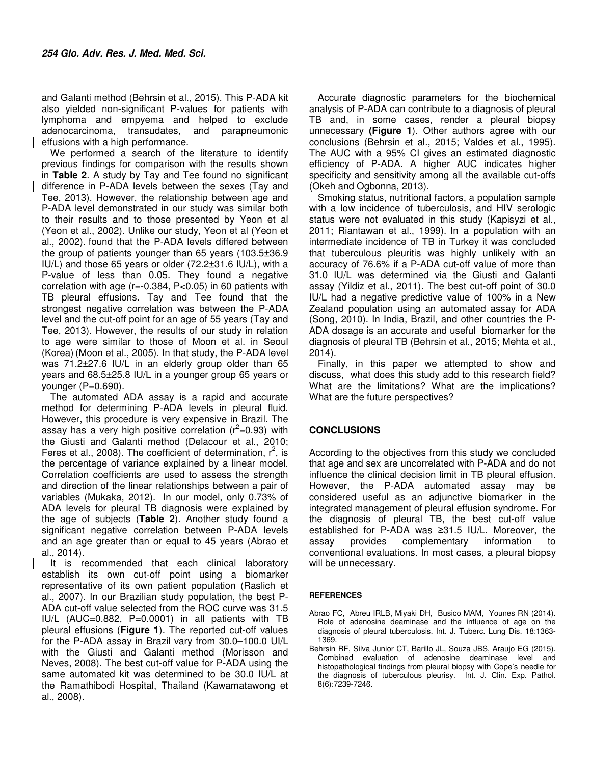and Galanti method (Behrsin et al., 2015). This P-ADA kit also yielded non-significant P-values for patients with lymphoma and empyema and helped to exclude adenocarcinoma, transudates, and parapneumonic effusions with a high performance.

We performed a search of the literature to identify previous findings for comparison with the results shown in **Table 2**. A study by Tay and Tee found no significant difference in P-ADA levels between the sexes (Tay and Tee, 2013). However, the relationship between age and P-ADA level demonstrated in our study was similar both to their results and to those presented by Yeon et al (Yeon et al., 2002). Unlike our study, Yeon et al (Yeon et al., 2002). found that the P-ADA levels differed between the group of patients younger than 65 years (103.5±36.9 IU/L) and those 65 years or older (72.2±31.6 IU/L), with a P-value of less than 0.05. They found a negative correlation with age (r=-0.384, P<0.05) in 60 patients with TB pleural effusions. Tay and Tee found that the strongest negative correlation was between the P-ADA level and the cut-off point for an age of 55 years (Tay and Tee, 2013). However, the results of our study in relation to age were similar to those of Moon et al. in Seoul (Korea) (Moon et al., 2005). In that study, the P-ADA level was 71.2±27.6 IU/L in an elderly group older than 65 years and 68.5±25.8 IU/L in a younger group 65 years or younger (P=0.690).

The automated ADA assay is a rapid and accurate method for determining P-ADA levels in pleural fluid. However, this procedure is very expensive in Brazil. The assay has a very high positive correlation ($r^2$=0.93) with the Giusti and Galanti method (Delacour et al., 2010; Feres et al., 2008). The coefficient of determination, $r^2$, is the percentage of variance explained by a linear model. Correlation coefficients are used to assess the strength and direction of the linear relationships between a pair of variables (Mukaka, 2012). In our model, only 0.73% of ADA levels for pleural TB diagnosis were explained by the age of subjects (**Table 2**). Another study found a significant negative correlation between P-ADA levels and an age greater than or equal to 45 years (Abrao et al., 2014).

It is recommended that each clinical laboratory establish its own cut-off point using a biomarker representative of its own patient population (Raslich et al., 2007). In our Brazilian study population, the best P-ADA cut-off value selected from the ROC curve was 31.5 IU/L (AUC=0.882, P=0.0001) in all patients with TB pleural effusions (**Figure 1**). The reported cut-off values for the P-ADA assay in Brazil vary from 30.0–100.0 UI/L with the Giusti and Galanti method (Morisson and Neves, 2008). The best cut-off value for P-ADA using the same automated kit was determined to be 30.0 IU/L at the Ramathibodi Hospital, Thailand (Kawamatawong et al., 2008).

Accurate diagnostic parameters for the biochemical analysis of P-ADA can contribute to a diagnosis of pleural TB and, in some cases, render a pleural biopsy unnecessary **(Figure 1**). Other authors agree with our conclusions (Behrsin et al., 2015; Valdes et al., 1995). The AUC with a 95% CI gives an estimated diagnostic efficiency of P-ADA. A higher AUC indicates higher specificity and sensitivity among all the available cut-offs (Okeh and Ogbonna, 2013).

Smoking status, nutritional factors, a population sample with a low incidence of tuberculosis, and HIV serologic status were not evaluated in this study (Kapisyzi et al., 2011; Riantawan et al., 1999). In a population with an intermediate incidence of TB in Turkey it was concluded that tuberculous pleuritis was highly unlikely with an accuracy of 76.6% if a P-ADA cut-off value of more than 31.0 IU/L was determined via the Giusti and Galanti assay (Yildiz et al., 2011). The best cut-off point of 30.0 IU/L had a negative predictive value of 100% in a New Zealand population using an automated assay for ADA (Song, 2010). In India, Brazil, and other countries the P-ADA dosage is an accurate and useful biomarker for the diagnosis of pleural TB (Behrsin et al., 2015; Mehta et al., 2014).

Finally, in this paper we attempted to show and discuss, what does this study add to this research field? What are the limitations? What are the implications? What are the future perspectives?

## CONCLUSIONS

According to the objectives from this study we concluded that age and sex are uncorrelated with P-ADA and do not influence the clinical decision limit in TB pleural effusion. However, the P-ADA automated assay may be considered useful as an adjunctive biomarker in the integrated management of pleural effusion syndrome. For the diagnosis of pleural TB, the best cut-off value established for P-ADA was ≥31.5 IU/L. Moreover, the assay provides complementary information to conventional evaluations. In most cases, a pleural biopsy will be unnecessary.

## REFERENCES

Abrao FC, Abreu IRLB, Miyaki DH, Busico MAM, Younes RN (2014). Role of adenosine deaminase and the influence of age on the diagnosis of pleural tuberculosis. Int. J. Tuberc. Lung Dis. 18:1363-1369.

Behrsin RF, Silva Junior CT, Barillo JL, Souza JBS, Araujo EG (2015). Combined evaluation of adenosine deaminase level and histopathological findings from pleural biopsy with Cope's needle for the diagnosis of tuberculous pleurisy. Int. J. Clin. Exp. Pathol. 8(6):7239-7246.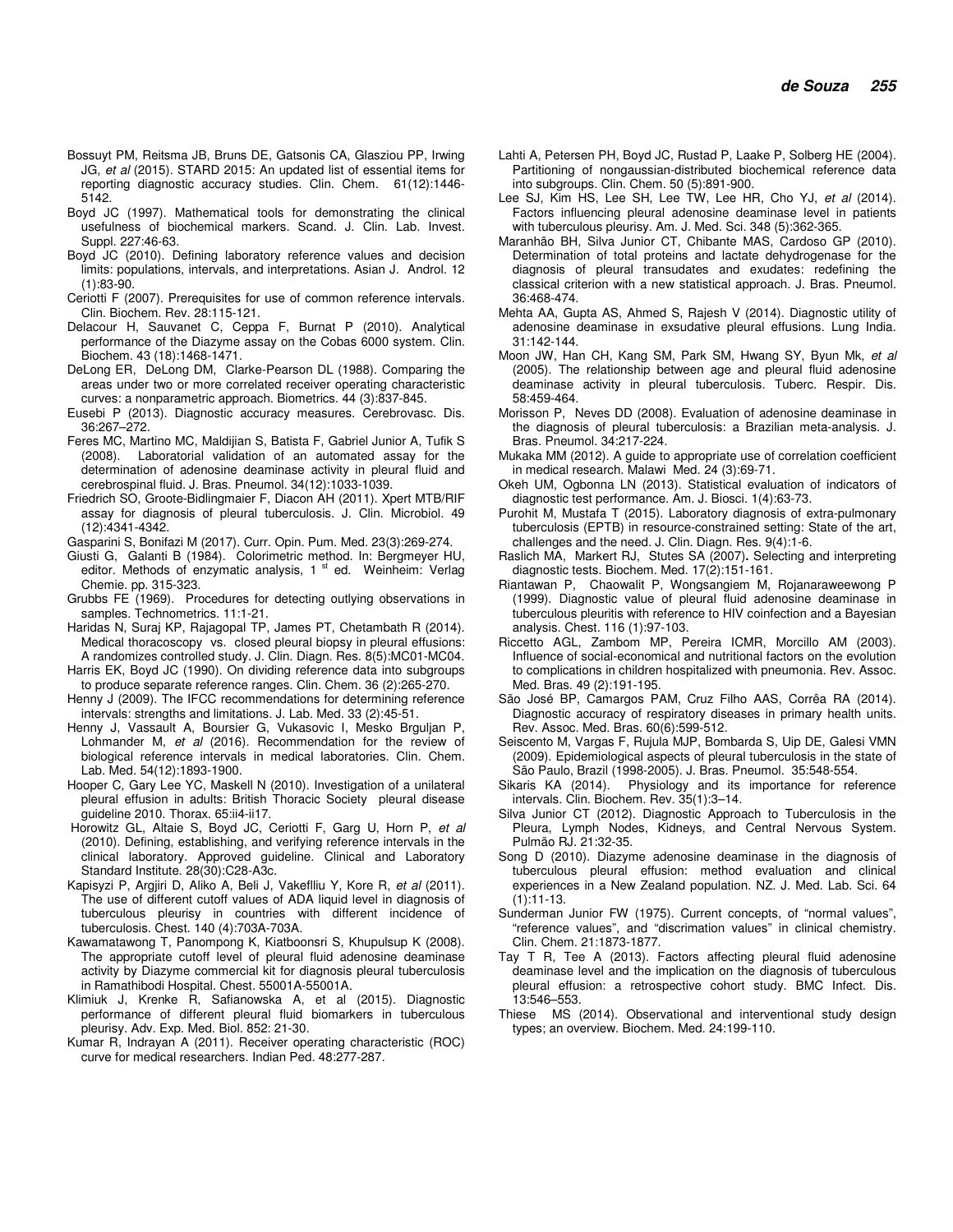Bossuyt PM, Reitsma JB, Bruns DE, Gatsonis CA, Glasziou PP, Irwing JG, *et al* (2015). STARD 2015: An updated list of essential items for reporting diagnostic accuracy studies. Clin. Chem. 61(12):1446-5142.

Boyd JC (1997). Mathematical tools for demonstrating the clinical usefulness of biochemical markers. Scand. J. Clin. Lab. Invest. Suppl. 227:46-63.

Boyd JC (2010). Defining laboratory reference values and decision limits: populations, intervals, and interpretations. Asian J. Androl. 12 (1):83-90.

Ceriotti F (2007). Prerequisites for use of common reference intervals. Clin. Biochem. Rev. 28:115-121.

Delacour H, Sauvanet C, Ceppa F, Burnat P (2010). Analytical performance of the Diazyme assay on the Cobas 6000 system. Clin. Biochem. 43 (18):1468-1471.

DeLong ER, DeLong DM, Clarke-Pearson DL (1988). Comparing the areas under two or more correlated receiver operating characteristic curves: a nonparametric approach. Biometrics. 44 (3):837-845.

Eusebi P (2013). Diagnostic accuracy measures. Cerebrovasc. Dis. 36:267–272.

Feres MC, Martino MC, Maldijian S, Batista F, Gabriel Junior A, Tufik S (2008). Laboratorial validation of an automated assay for the determination of adenosine deaminase activity in pleural fluid and cerebrospinal fluid. J. Bras. Pneumol. 34(12):1033-1039.

Friedrich SO, Groote-Bidlingmaier F, Diacon AH (2011). Xpert MTB/RIF assay for diagnosis of pleural tuberculosis. J. Clin. Microbiol. 49 (12):4341-4342.

Gasparini S, Bonifazi M (2017). Curr. Opin. Pum. Med. 23(3):269-274.

Giusti G, Galanti B (1984). Colorimetric method. In: Bergmeyer HU, editor. Methods of enzymatic analysis, 1 st ed. Weinheim: Verlag Chemie. pp. 315-323.

Grubbs FE (1969). Procedures for detecting outlying observations in samples. Technometrics. 11:1-21.

Haridas N, Suraj KP, Rajagopal TP, James PT, Chetambath R (2014). Medical thoracoscopy vs. closed pleural biopsy in pleural effusions: A randomizes controlled study. J. Clin. Diagn. Res. 8(5):MC01-MC04.

Harris EK, Boyd JC (1990). On dividing reference data into subgroups to produce separate reference ranges. Clin. Chem. 36 (2):265-270.

Henny J (2009). The IFCC recommendations for determining reference intervals: strengths and limitations. J. Lab. Med. 33 (2):45-51.

Henny J, Vassault A, Boursier G, Vukasovic I, Mesko Brguljan P, Lohmander M, *et al* (2016). Recommendation for the review of biological reference intervals in medical laboratories. Clin. Chem. Lab. Med. 54(12):1893-1900.

Hooper C, Gary Lee YC, Maskell N (2010). Investigation of a unilateral pleural effusion in adults: British Thoracic Society pleural disease guideline 2010. Thorax. 65:ii4-ii17.

Horowitz GL, Altaie S, Boyd JC, Ceriotti F, Garg U, Horn P, *et al* (2010). Defining, establishing, and verifying reference intervals in the clinical laboratory. Approved guideline. Clinical and Laboratory Standard Institute. 28(30):C28-A3c.

Kapisyzi P, Argjiri D, Aliko A, Beli J, Vakeflliu Y, Kore R, *et al* (2011). The use of different cutoff values of ADA liquid level in diagnosis of tuberculous pleurisy in countries with different incidence of tuberculosis. Chest. 140 (4):703A-703A.

Kawamatawong T, Panompong K, Kiatboonsri S, Khupulsup K (2008). The appropriate cutoff level of pleural fluid adenosine deaminase activity by Diazyme commercial kit for diagnosis pleural tuberculosis in Ramathibodi Hospital. Chest. 55001A-55001A.

Klimiuk J, Krenke R, Safianowska A, et al (2015). Diagnostic performance of different pleural fluid biomarkers in tuberculous pleurisy. Adv. Exp. Med. Biol. 852: 21-30.

Kumar R, Indrayan A (2011). Receiver operating characteristic (ROC) curve for medical researchers. Indian Ped. 48:277-287.

Lahti A, Petersen PH, Boyd JC, Rustad P, Laake P, Solberg HE (2004). Partitioning of nongaussian-distributed biochemical reference data into subgroups. Clin. Chem. 50 (5):891-900.

Lee SJ, Kim HS, Lee SH, Lee TW, Lee HR, Cho YJ, *et al* (2014). Factors influencing pleural adenosine deaminase level in patients with tuberculous pleurisy. Am. J. Med. Sci. 348 (5):362-365.

Maranhão BH, Silva Junior CT, Chibante MAS, Cardoso GP (2010). Determination of total proteins and lactate dehydrogenase for the diagnosis of pleural transudates and exudates: redefining the classical criterion with a new statistical approach. J. Bras. Pneumol. 36:468-474.

Mehta AA, Gupta AS, Ahmed S, Rajesh V (2014). Diagnostic utility of adenosine deaminase in exsudative pleural effusions. Lung India. 31:142-144.

Moon JW, Han CH, Kang SM, Park SM, Hwang SY, Byun Mk, *et al* (2005). The relationship between age and pleural fluid adenosine deaminase activity in pleural tuberculosis. Tuberc. Respir. Dis. 58:459-464.

Morisson P, Neves DD (2008). Evaluation of adenosine deaminase in the diagnosis of pleural tuberculosis: a Brazilian meta-analysis. J. Bras. Pneumol. 34:217-224.

Mukaka MM (2012). A guide to appropriate use of correlation coefficient in medical research. Malawi Med. 24 (3):69-71.

Okeh UM, Ogbonna LN (2013). Statistical evaluation of indicators of diagnostic test performance. Am. J. Biosci. 1(4):63-73.

Purohit M, Mustafa T (2015). Laboratory diagnosis of extra-pulmonary tuberculosis (EPTB) in resource-constrained setting: State of the art, challenges and the need. J. Clin. Diagn. Res. 9(4):1-6.

Raslich MA, Markert RJ, Stutes SA (2007). Selecting and interpreting diagnostic tests. Biochem. Med. 17(2):151-161.

Riantawan P, Chaowalit P, Wongsangiem M, Rojanaraweewong P (1999). Diagnostic value of pleural fluid adenosine deaminase in tuberculous pleuritis with reference to HIV coinfection and a Bayesian analysis. Chest. 116 (1):97-103.

Riccetto AGL, Zambom MP, Pereira ICMR, Morcillo AM (2003). Influence of social-economical and nutritional factors on the evolution to complications in children hospitalized with pneumonia. Rev. Assoc. Med. Bras. 49 (2):191-195.

São José BP, Camargos PAM, Cruz Filho AAS, Corrêa RA (2014). Diagnostic accuracy of respiratory diseases in primary health units. Rev. Assoc. Med. Bras. 60(6):599-512.

Seiscento M, Vargas F, Rujula MJP, Bombarda S, Uip DE, Galesi VMN (2009). Epidemiological aspects of pleural tuberculosis in the state of São Paulo, Brazil (1998-2005). J. Bras. Pneumol. 35:548-554.

Sikaris KA (2014). Physiology and its importance for reference intervals. Clin. Biochem. Rev. 35(1):3–14.

Silva Junior CT (2012). Diagnostic Approach to Tuberculosis in the Pleura, Lymph Nodes, Kidneys, and Central Nervous System. Pulmão RJ. 21:32-35.

Song D (2010). Diazyme adenosine deaminase in the diagnosis of tuberculous pleural effusion: method evaluation and clinical experiences in a New Zealand population. NZ. J. Med. Lab. Sci. 64 (1):11-13.

Sunderman Junior FW (1975). Current concepts, of "normal values", "reference values", and "discrimation values" in clinical chemistry. Clin. Chem. 21:1873-1877.

Tay T R, Tee A (2013). Factors affecting pleural fluid adenosine deaminase level and the implication on the diagnosis of tuberculous pleural effusion: a retrospective cohort study. BMC Infect. Dis. 13:546–553.

Thiese MS (2014). Observational and interventional study design types; an overview. Biochem. Med. 24:199-110.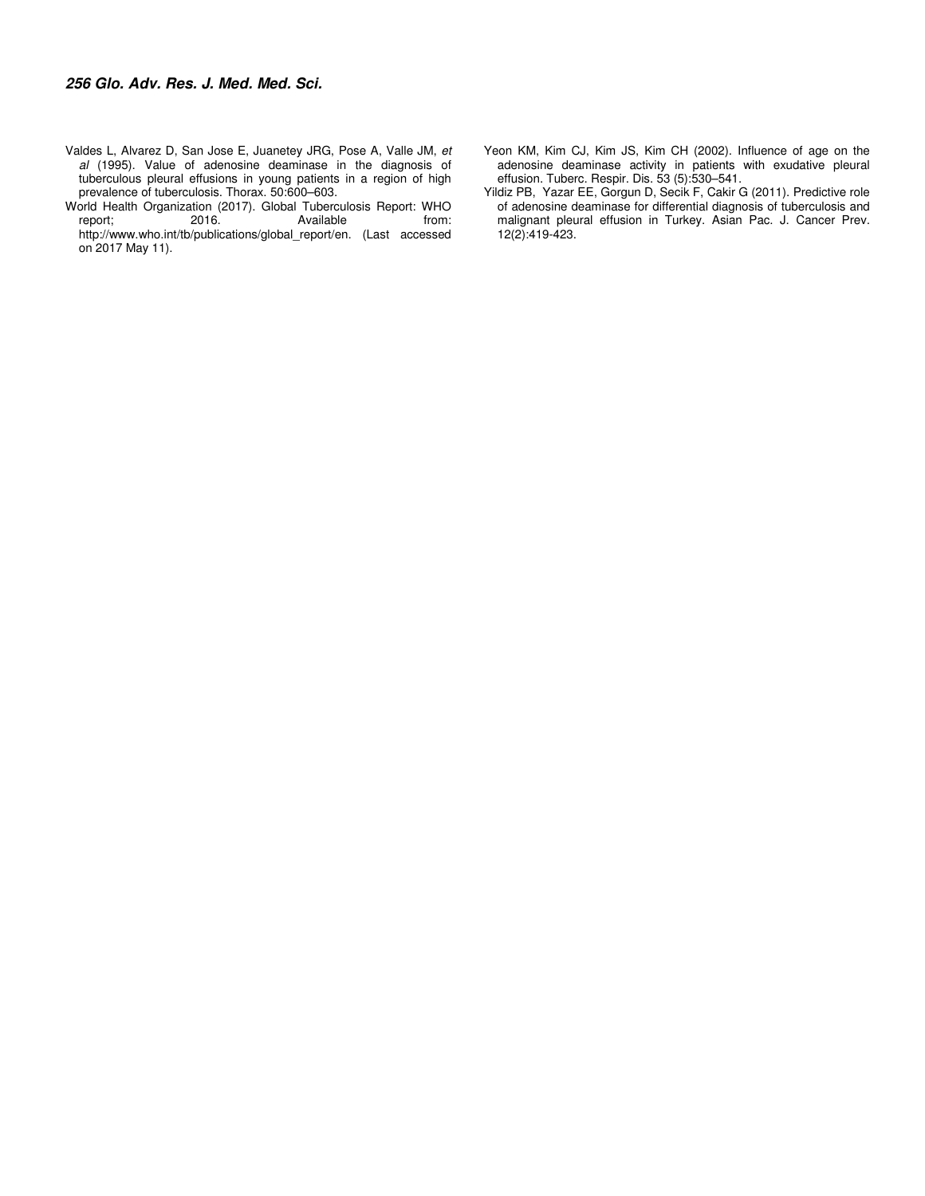Valdes L, Alvarez D, San Jose E, Juanetey JRG, Pose A, Valle JM, *et al* (1995). Value of adenosine deaminase in the diagnosis of tuberculous pleural effusions in young patients in a region of high prevalence of tuberculosis. Thorax. 50:600–603.

World Health Organization (2017). Global Tuberculosis Report: WHO report; 2016. Available from: http://www.who.int/tb/publications/global_report/en. (Last accessed on 2017 May 11).

Yeon KM, Kim CJ, Kim JS, Kim CH (2002). Influence of age on the adenosine deaminase activity in patients with exudative pleural effusion. Tuberc. Respir. Dis. 53 (5):530–541.

Yildiz PB, Yazar EE, Gorgun D, Secik F, Cakir G (2011). Predictive role of adenosine deaminase for differential diagnosis of tuberculosis and malignant pleural effusion in Turkey. Asian Pac. J. Cancer Prev. 12(2):419-423.